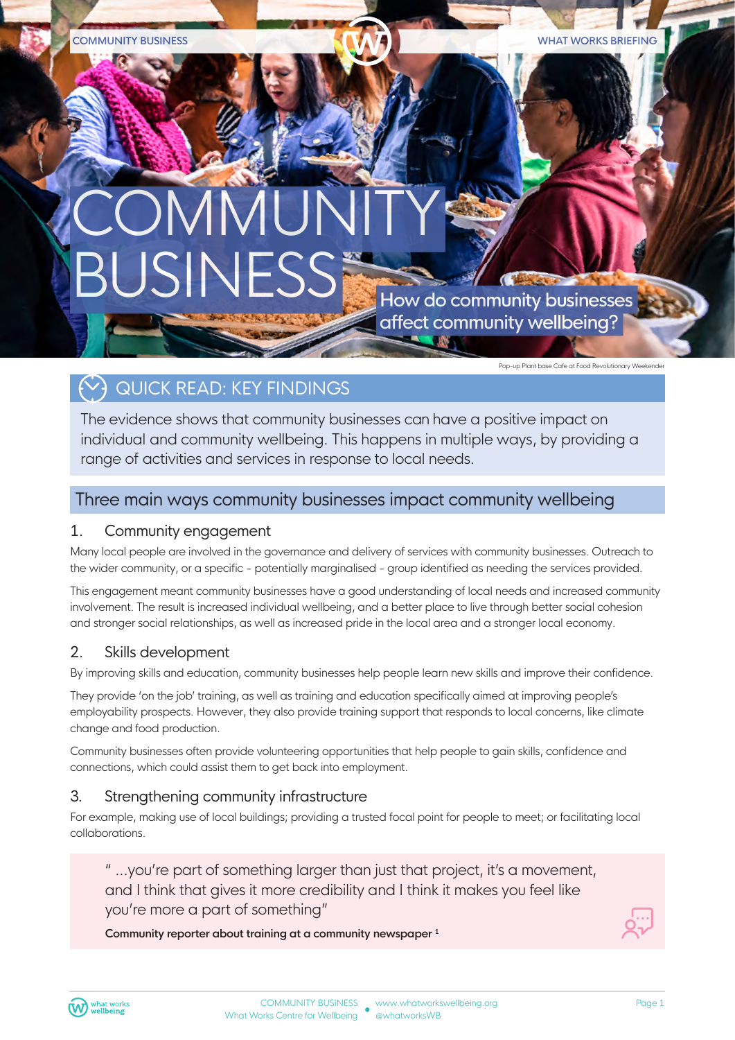# COMMUNITY BUSINESS

## How do community businesses affect community wellbeing?

Pop-up Plant base Cafe at Food Revolutionary Weekender

## QUICK READ: KEY FINDINGS

The evidence shows that community businesses can have a positive impact on individual and community wellbeing. This happens in multiple ways, by providing a range of activities and services in response to local needs.

## Three main ways community businesses impact community wellbeing

### 1. Community engagement

Many local people are involved in the governance and delivery of services with community businesses. Outreach to the wider community, or a specific - potentially marginalised - group identified as needing the services provided.

This engagement meant community businesses have a good understanding of local needs and increased community involvement. The result is increased individual wellbeing, and a better place to live through better social cohesion and stronger social relationships, as well as increased pride in the local area and a stronger local economy.

### 2. Skills development

By improving skills and education, community businesses help people learn new skills and improve their confidence.

They provide 'on the job' training, as well as training and education specifically aimed at improving people's employability prospects. However, they also provide training support that responds to local concerns, like climate change and food production.

Community businesses often provide volunteering opportunities that help people to gain skills, confidence and connections, which could assist them to get back into employment.

### 3. Strengthening community infrastructure

For example, making use of local buildings; providing a trusted focal point for people to meet; or facilitating local collaborations.

> " ...you're part of something larger than just that project, it's a movement, and I think that gives it more credibility and I think it makes you feel like you're more a part of something"
>
> **Community reporter about training at a community newspaper [1]**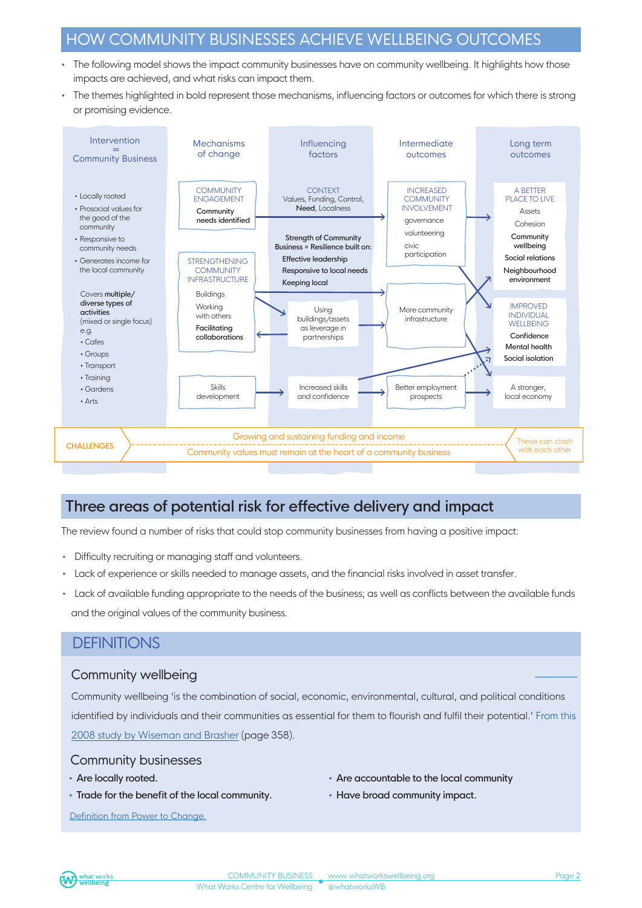## HOW COMMUNITY BUSINESSES ACHIEVE WELLBEING OUTCOMES

- The following model shows the impact community businesses have on community wellbeing. It highlights how those impacts are achieved, and what risks can impact them.
- The themes highlighted in bold represent those mechanisms, influencing factors or outcomes for which there is strong or promising evidence.

| Intervention = Community Business | Mechanisms of change | Influencing factors | Intermediate outcomes | Long term outcomes |
|---|---|---|---|---|
| • Locally rooted<br>• Prosocial values for the good of the community<br>• Responsive to community needs<br>• Generates income for the local community<br><br>Covers **multiple/ diverse types of activities** (mixed or single focus) e.g.<br>• Cafes<br>• Groups<br>• Transport<br>• Training<br>• Gardens<br>• Arts | COMMUNITY ENGAGEMENT<br>**Community needs identified** | CONTEXT<br>Values, Funding, Control, **Need**, Localness | INCREASED COMMUNITY INVOLVEMENT<br>governance<br>volunteering<br>civic participation | A BETTER PLACE TO LIVE<br>Assets<br>Cohesion<br>**Community wellbeing**<br>**Social relations**<br>**Neighbourhood environment** |
| | STRENGTHENING COMMUNITY INFRASTRUCTURE<br>Buildings<br>Working with others<br>**Facilitating collaborations** | **Strength of Community Business = Resilience built on:**<br>**Effective leadership**<br>**Responsive to local needs**<br>**Keeping local**<br><br>Using buildings/assets as leverage in partnerships | More community infrastructure | IMPROVED INDIVIDUAL WELLBEING<br>**Confidence**<br>**Mental health**<br>**Social isolation** |
| | Skills development | Increased skills and confidence | Better employment prospects | A stronger, local economy |

**CHALLENGES**
- Growing and sustaining funding and income
- Community values must remain at the heart of a community business

These can clash with each other

## Three areas of potential risk for effective delivery and impact

The review found a number of risks that could stop community businesses from having a positive impact:

- Difficulty recruiting or managing staff and volunteers.
- Lack of experience or skills needed to manage assets, and the financial risks involved in asset transfer.
- Lack of available funding appropriate to the needs of the business; as well as conflicts between the available funds and the original values of the community business.

## DEFINITIONS

### Community wellbeing

Community wellbeing 'is the combination of social, economic, environmental, cultural, and political conditions identified by individuals and their communities as essential for them to flourish and fulfil their potential.' From this 2008 study by Wiseman and Brasher (page 358).

### Community businesses

- **Are locally rooted.**
- **Trade for the benefit of the local community.**
- **Are accountable to the local community**
- **Have broad community impact.**

Definition from Power to Change.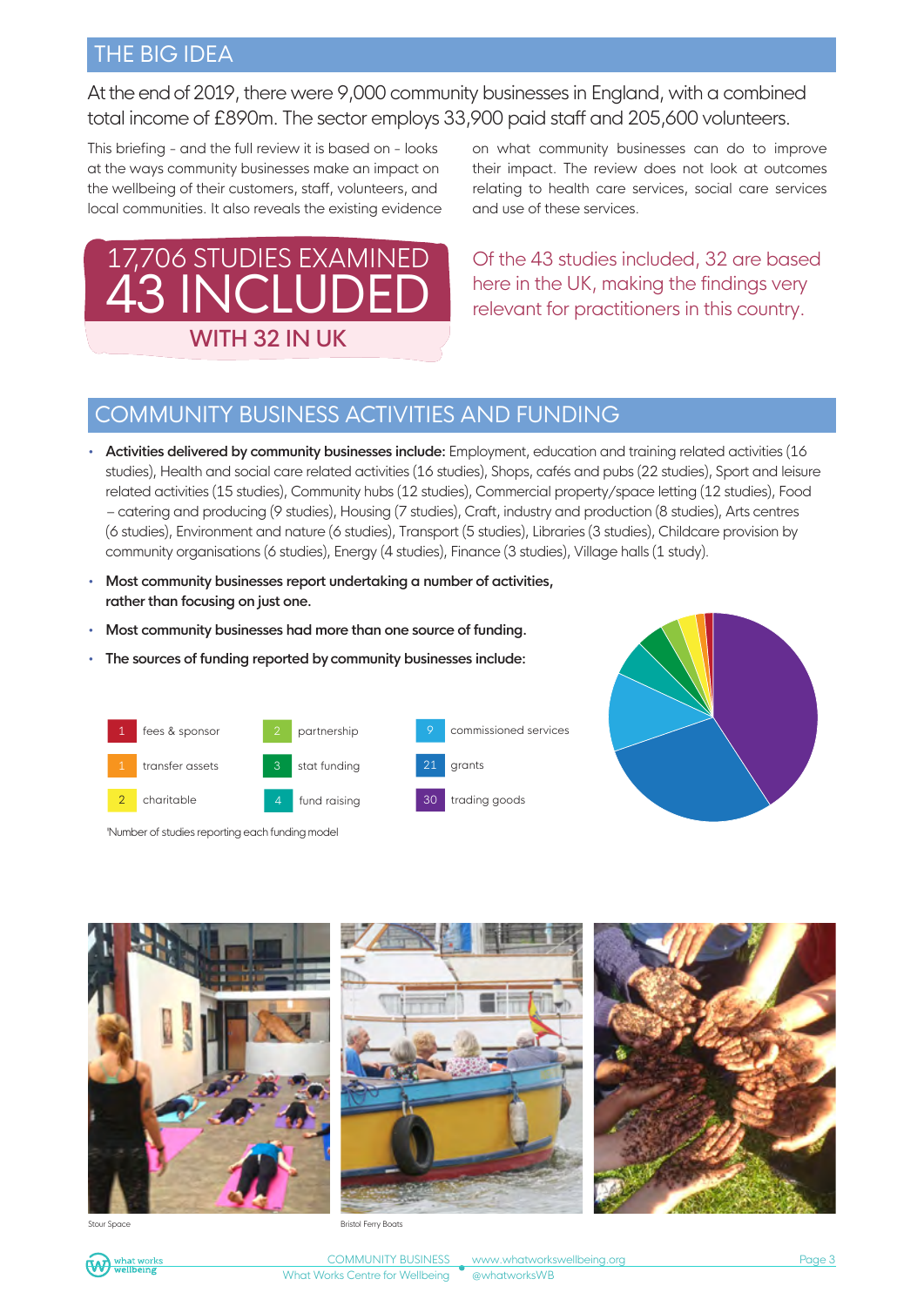## THE BIG IDEA

At the end of 2019, there were 9,000 community businesses in England, with a combined total income of £890m. The sector employs 33,900 paid staff and 205,600 volunteers.

This briefing - and the full review it is based on - looks at the ways community businesses make an impact on the wellbeing of their customers, staff, volunteers, and local communities. It also reveals the existing evidence on what community businesses can do to improve their impact. The review does not look at outcomes relating to health care services, social care services and use of these services.

**17,706 STUDIES EXAMINED**
**43 INCLUDED**
**WITH 32 IN UK**

Of the 43 studies included, 32 are based here in the UK, making the findings very relevant for practitioners in this country.

## COMMUNITY BUSINESS ACTIVITIES AND FUNDING

- **Activities delivered by community businesses include:** Employment, education and training related activities (16 studies), Health and social care related activities (16 studies), Shops, cafés and pubs (22 studies), Sport and leisure related activities (15 studies), Community hubs (12 studies), Commercial property/space letting (12 studies), Food – catering and producing (9 studies), Housing (7 studies), Craft, industry and production (8 studies), Arts centres (6 studies), Environment and nature (6 studies), Transport (5 studies), Libraries (3 studies), Childcare provision by community organisations (6 studies), Energy (4 studies), Finance (3 studies), Village halls (1 study).
- **Most community businesses report undertaking a number of activities, rather than focusing on just one.**
- **Most community businesses had more than one source of funding.**
- **The sources of funding reported by community businesses include:**

| Number | Funding model |
|---|---|
| 1 | fees & sponsor |
| 1 | transfer assets |
| 2 | charitable |
| 2 | partnership |
| 3 | stat funding |
| 4 | fund raising |
| 9 | commissioned services |
| 21 | grants |
| 30 | trading goods |

'Number of studies reporting each funding model

Stour Space

Bristol Ferry Boats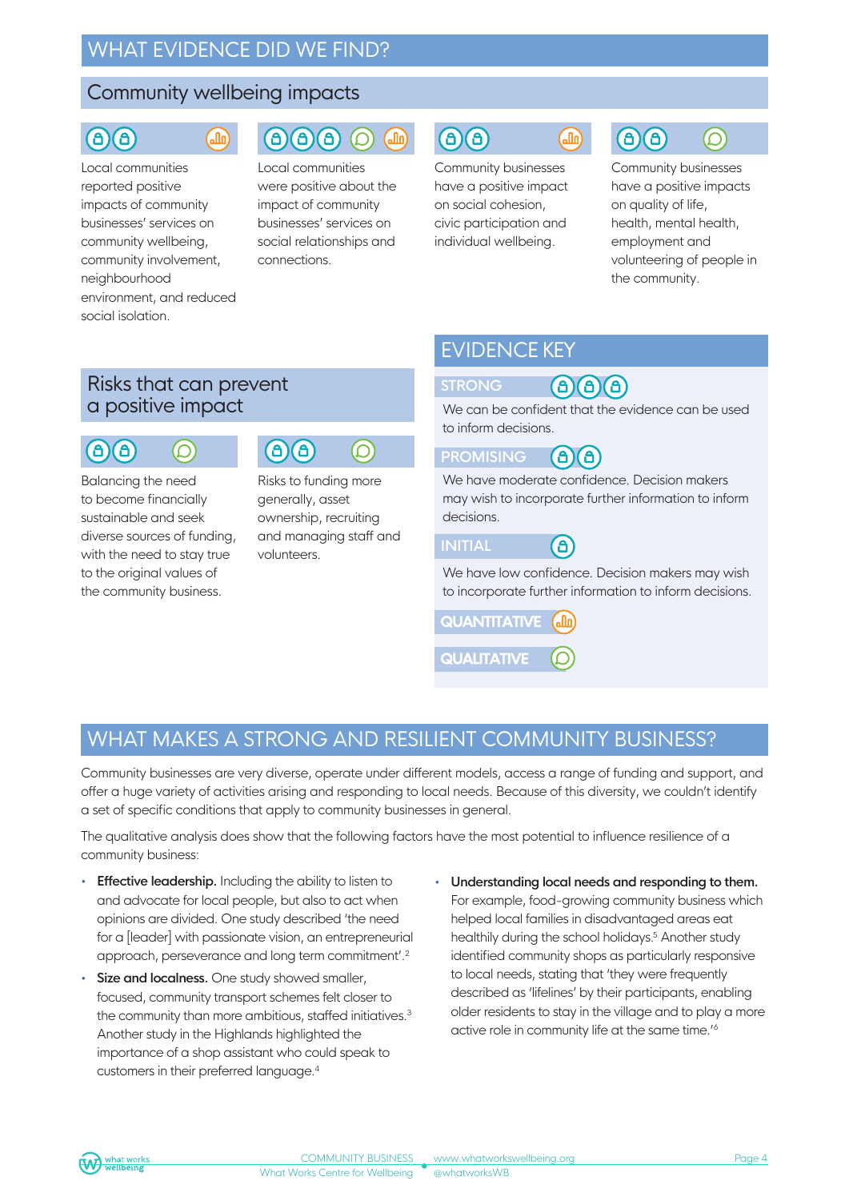# WHAT EVIDENCE DID WE FIND?

## Community wellbeing impacts

**Evidence: Promising, Quantitative**

Local communities reported positive impacts of community businesses' services on community wellbeing, community involvement, neighbourhood environment, and reduced social isolation.

**Evidence: Strong, Qualitative, Quantitative**

Local communities were positive about the impact of community businesses' services on social relationships and connections.

**Evidence: Promising, Quantitative**

Community businesses have a positive impact on social cohesion, civic participation and individual wellbeing.

**Evidence: Promising, Qualitative**

Community businesses have a positive impacts on quality of life, health, mental health, employment and volunteering of people in the community.

## Risks that can prevent a positive impact

**Evidence: Promising, Qualitative**

Balancing the need to become financially sustainable and seek diverse sources of funding, with the need to stay true to the original values of the community business.

**Evidence: Promising, Qualitative**

Risks to funding more generally, asset ownership, recruiting and managing staff and volunteers.

## EVIDENCE KEY

**STRONG** (3 icons)

We can be confident that the evidence can be used to inform decisions.

**PROMISING** (2 icons)

We have moderate confidence. Decision makers may wish to incorporate further information to inform decisions.

**INITIAL** (1 icon)

We have low confidence. Decision makers may wish to incorporate further information to inform decisions.

**QUANTITATIVE**

**QUALITATIVE**

# WHAT MAKES A STRONG AND RESILIENT COMMUNITY BUSINESS?

Community businesses are very diverse, operate under different models, access a range of funding and support, and offer a huge variety of activities arising and responding to local needs. Because of this diversity, we couldn't identify a set of specific conditions that apply to community businesses in general.

The qualitative analysis does show that the following factors have the most potential to influence resilience of a community business:

- **Effective leadership.** Including the ability to listen to and advocate for local people, but also to act when opinions are divided. One study described 'the need for a [leader] with passionate vision, an entrepreneurial approach, perseverance and long term commitment'.[2]
- **Size and localness.** One study showed smaller, focused, community transport schemes felt closer to the community than more ambitious, staffed initiatives.[3] Another study in the Highlands highlighted the importance of a shop assistant who could speak to customers in their preferred language.[4]
- **Understanding local needs and responding to them.** For example, food-growing community business which helped local families in disadvantaged areas eat healthily during the school holidays.[5] Another study identified community shops as particularly responsive to local needs, stating that 'they were frequently described as 'lifelines' by their participants, enabling older residents to stay in the village and to play a more active role in community life at the same time.'[6]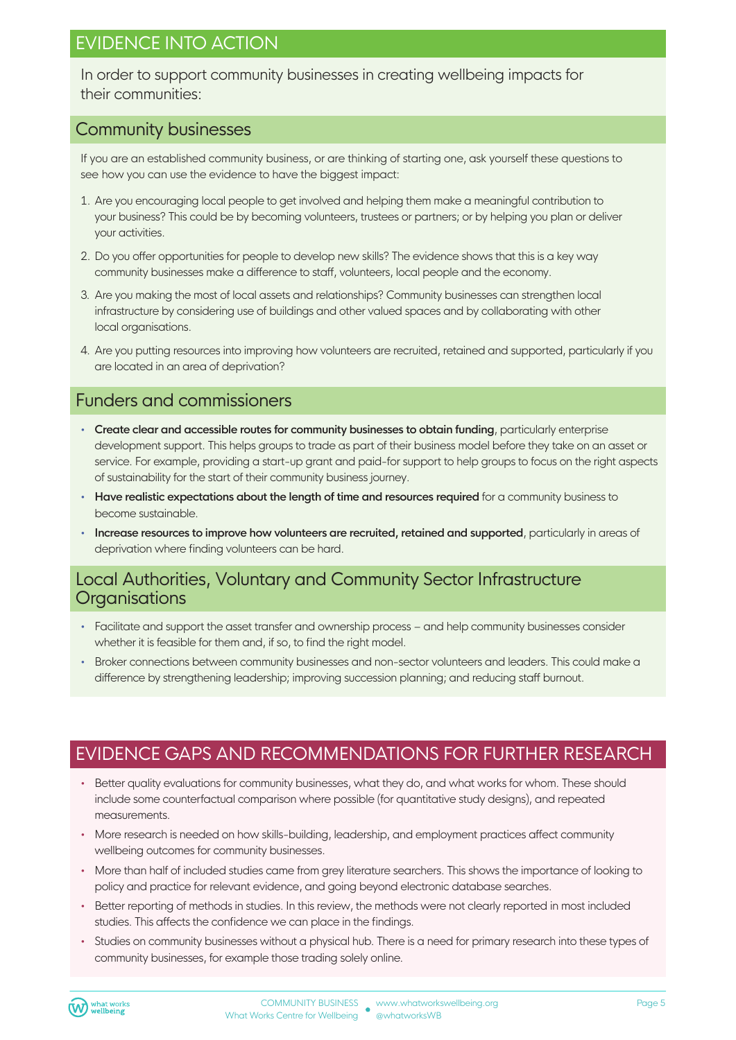## EVIDENCE INTO ACTION

In order to support community businesses in creating wellbeing impacts for their communities:

### Community businesses

If you are an established community business, or are thinking of starting one, ask yourself these questions to see how you can use the evidence to have the biggest impact:

1. Are you encouraging local people to get involved and helping them make a meaningful contribution to your business? This could be by becoming volunteers, trustees or partners; or by helping you plan or deliver your activities.
2. Do you offer opportunities for people to develop new skills? The evidence shows that this is a key way community businesses make a difference to staff, volunteers, local people and the economy.
3. Are you making the most of local assets and relationships? Community businesses can strengthen local infrastructure by considering use of buildings and other valued spaces and by collaborating with other local organisations.
4. Are you putting resources into improving how volunteers are recruited, retained and supported, particularly if you are located in an area of deprivation?

### Funders and commissioners

- **Create clear and accessible routes for community businesses to obtain funding**, particularly enterprise development support. This helps groups to trade as part of their business model before they take on an asset or service. For example, providing a start-up grant and paid-for support to help groups to focus on the right aspects of sustainability for the start of their community business journey.
- **Have realistic expectations about the length of time and resources required** for a community business to become sustainable.
- **Increase resources to improve how volunteers are recruited, retained and supported**, particularly in areas of deprivation where finding volunteers can be hard.

### Local Authorities, Voluntary and Community Sector Infrastructure Organisations

- Facilitate and support the asset transfer and ownership process – and help community businesses consider whether it is feasible for them and, if so, to find the right model.
- Broker connections between community businesses and non-sector volunteers and leaders. This could make a difference by strengthening leadership; improving succession planning; and reducing staff burnout.

## EVIDENCE GAPS AND RECOMMENDATIONS FOR FURTHER RESEARCH

- Better quality evaluations for community businesses, what they do, and what works for whom. These should include some counterfactual comparison where possible (for quantitative study designs), and repeated measurements.
- More research is needed on how skills-building, leadership, and employment practices affect community wellbeing outcomes for community businesses.
- More than half of included studies came from grey literature searchers. This shows the importance of looking to policy and practice for relevant evidence, and going beyond electronic database searches.
- Better reporting of methods in studies. In this review, the methods were not clearly reported in most included studies. This affects the confidence we can place in the findings.
- Studies on community businesses without a physical hub. There is a need for primary research into these types of community businesses, for example those trading solely online.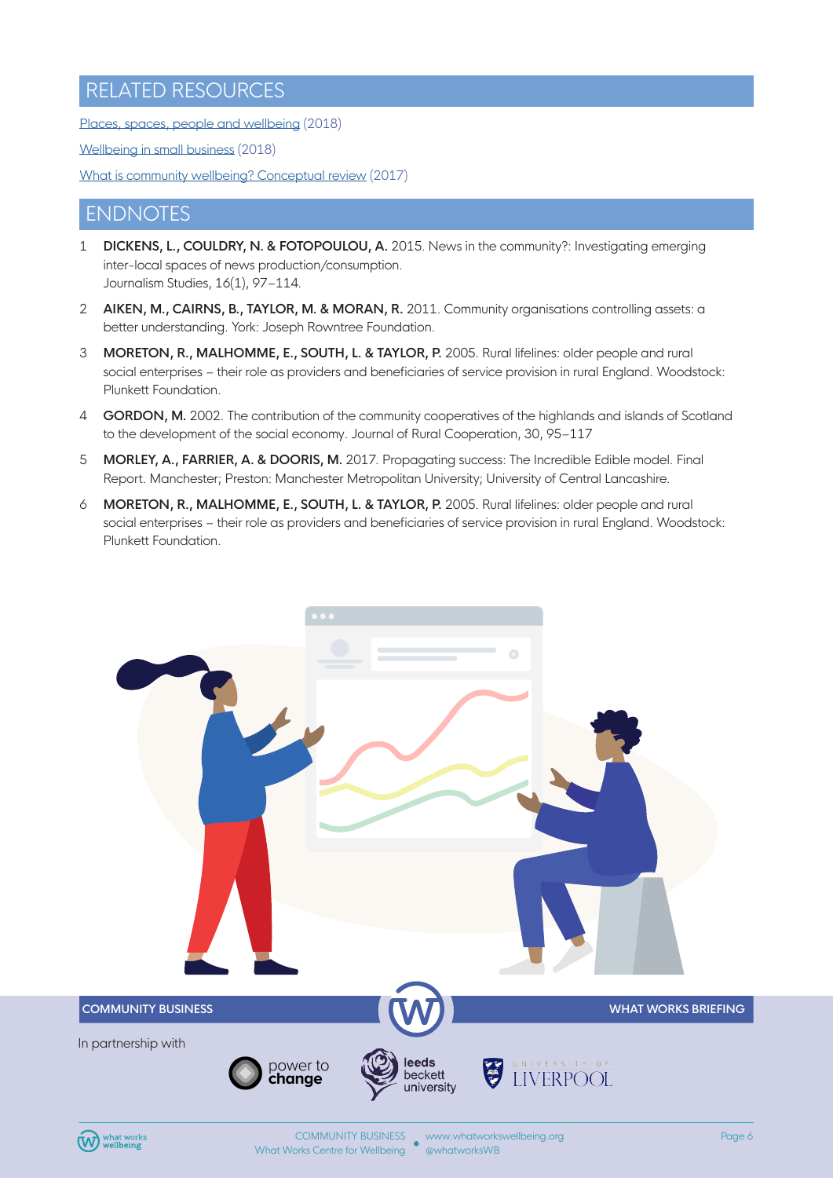## RELATED RESOURCES

Places, spaces, people and wellbeing (2018)

Wellbeing in small business (2018)

What is community wellbeing? Conceptual review (2017)

## ENDNOTES

1. **DICKENS, L., COULDRY, N. & FOTOPOULOU, A.** 2015. News in the community?: Investigating emerging inter-local spaces of news production/consumption. Journalism Studies, 16(1), 97–114.
2. **AIKEN, M., CAIRNS, B., TAYLOR, M. & MORAN, R.** 2011. Community organisations controlling assets: a better understanding. York: Joseph Rowntree Foundation.
3. **MORETON, R., MALHOMME, E., SOUTH, L. & TAYLOR, P.** 2005. Rural lifelines: older people and rural social enterprises – their role as providers and beneficiaries of service provision in rural England. Woodstock: Plunkett Foundation.
4. **GORDON, M.** 2002. The contribution of the community cooperatives of the highlands and islands of Scotland to the development of the social economy. Journal of Rural Cooperation, 30, 95–117
5. **MORLEY, A., FARRIER, A. & DOORIS, M.** 2017. Propagating success: The Incredible Edible model. Final Report. Manchester; Preston: Manchester Metropolitan University; University of Central Lancashire.
6. **MORETON, R., MALHOMME, E., SOUTH, L. & TAYLOR, P.** 2005. Rural lifelines: older people and rural social enterprises – their role as providers and beneficiaries of service provision in rural England. Woodstock: Plunkett Foundation.

In partnership with

power to change

leeds beckett university

UNIVERSITY OF LIVERPOOL